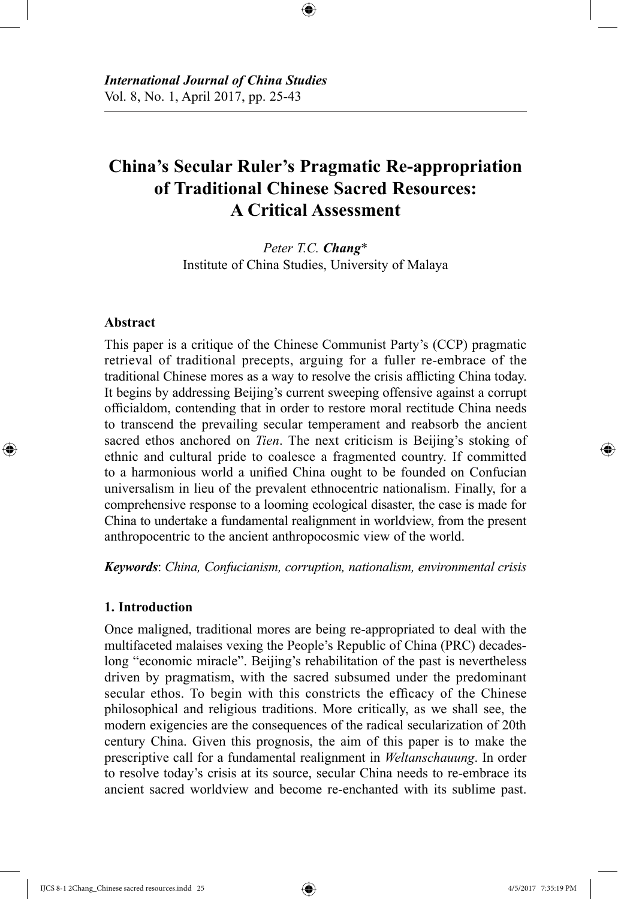*International Journal of China Studies*
Vol. 8, No. 1, April 2017, pp. 25-43

# China's Secular Ruler's Pragmatic Re-appropriation of Traditional Chinese Sacred Resources: A Critical Assessment

*Peter T.C.* ***Chang****
Institute of China Studies, University of Malaya

### Abstract

This paper is a critique of the Chinese Communist Party's (CCP) pragmatic retrieval of traditional precepts, arguing for a fuller re-embrace of the traditional Chinese mores as a way to resolve the crisis afflicting China today. It begins by addressing Beijing's current sweeping offensive against a corrupt officialdom, contending that in order to restore moral rectitude China needs to transcend the prevailing secular temperament and reabsorb the ancient sacred ethos anchored on *Tien*. The next criticism is Beijing's stoking of ethnic and cultural pride to coalesce a fragmented country. If committed to a harmonious world a unified China ought to be founded on Confucian universalism in lieu of the prevalent ethnocentric nationalism. Finally, for a comprehensive response to a looming ecological disaster, the case is made for China to undertake a fundamental realignment in worldview, from the present anthropocentric to the ancient anthropocosmic view of the world.

***Keywords***: *China, Confucianism, corruption, nationalism, environmental crisis*

## 1. Introduction

Once maligned, traditional mores are being re-appropriated to deal with the multifaceted malaises vexing the People's Republic of China (PRC) decades-long "economic miracle". Beijing's rehabilitation of the past is nevertheless driven by pragmatism, with the sacred subsumed under the predominant secular ethos. To begin with this constricts the efficacy of the Chinese philosophical and religious traditions. More critically, as we shall see, the modern exigencies are the consequences of the radical secularization of 20th century China. Given this prognosis, the aim of this paper is to make the prescriptive call for a fundamental realignment in *Weltanschauung*. In order to resolve today's crisis at its source, secular China needs to re-embrace its ancient sacred worldview and become re-enchanted with its sublime past.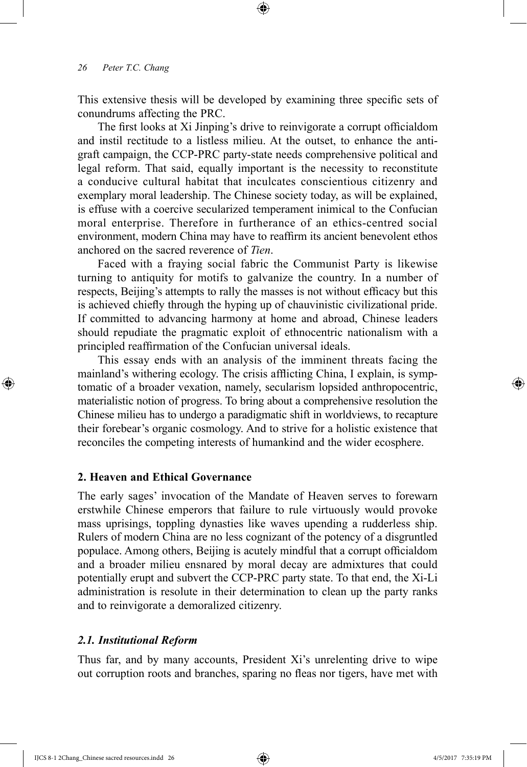This extensive thesis will be developed by examining three specific sets of conundrums affecting the PRC.

The first looks at Xi Jinping's drive to reinvigorate a corrupt officialdom and instil rectitude to a listless milieu. At the outset, to enhance the anti-graft campaign, the CCP-PRC party-state needs comprehensive political and legal reform. That said, equally important is the necessity to reconstitute a conducive cultural habitat that inculcates conscientious citizenry and exemplary moral leadership. The Chinese society today, as will be explained, is effuse with a coercive secularized temperament inimical to the Confucian moral enterprise. Therefore in furtherance of an ethics-centred social environment, modern China may have to reaffirm its ancient benevolent ethos anchored on the sacred reverence of *Tien*.

Faced with a fraying social fabric the Communist Party is likewise turning to antiquity for motifs to galvanize the country. In a number of respects, Beijing's attempts to rally the masses is not without efficacy but this is achieved chiefly through the hyping up of chauvinistic civilizational pride. If committed to advancing harmony at home and abroad, Chinese leaders should repudiate the pragmatic exploit of ethnocentric nationalism with a principled reaffirmation of the Confucian universal ideals.

This essay ends with an analysis of the imminent threats facing the mainland's withering ecology. The crisis afflicting China, I explain, is symptomatic of a broader vexation, namely, secularism lopsided anthropocentric, materialistic notion of progress. To bring about a comprehensive resolution the Chinese milieu has to undergo a paradigmatic shift in worldviews, to recapture their forebear's organic cosmology. And to strive for a holistic existence that reconciles the competing interests of humankind and the wider ecosphere.

## 2. Heaven and Ethical Governance

The early sages' invocation of the Mandate of Heaven serves to forewarn erstwhile Chinese emperors that failure to rule virtuously would provoke mass uprisings, toppling dynasties like waves upending a rudderless ship. Rulers of modern China are no less cognizant of the potency of a disgruntled populace. Among others, Beijing is acutely mindful that a corrupt officialdom and a broader milieu ensnared by moral decay are admixtures that could potentially erupt and subvert the CCP-PRC party state. To that end, the Xi-Li administration is resolute in their determination to clean up the party ranks and to reinvigorate a demoralized citizenry.

### *2.1. Institutional Reform*

Thus far, and by many accounts, President Xi's unrelenting drive to wipe out corruption roots and branches, sparing no fleas nor tigers, have met with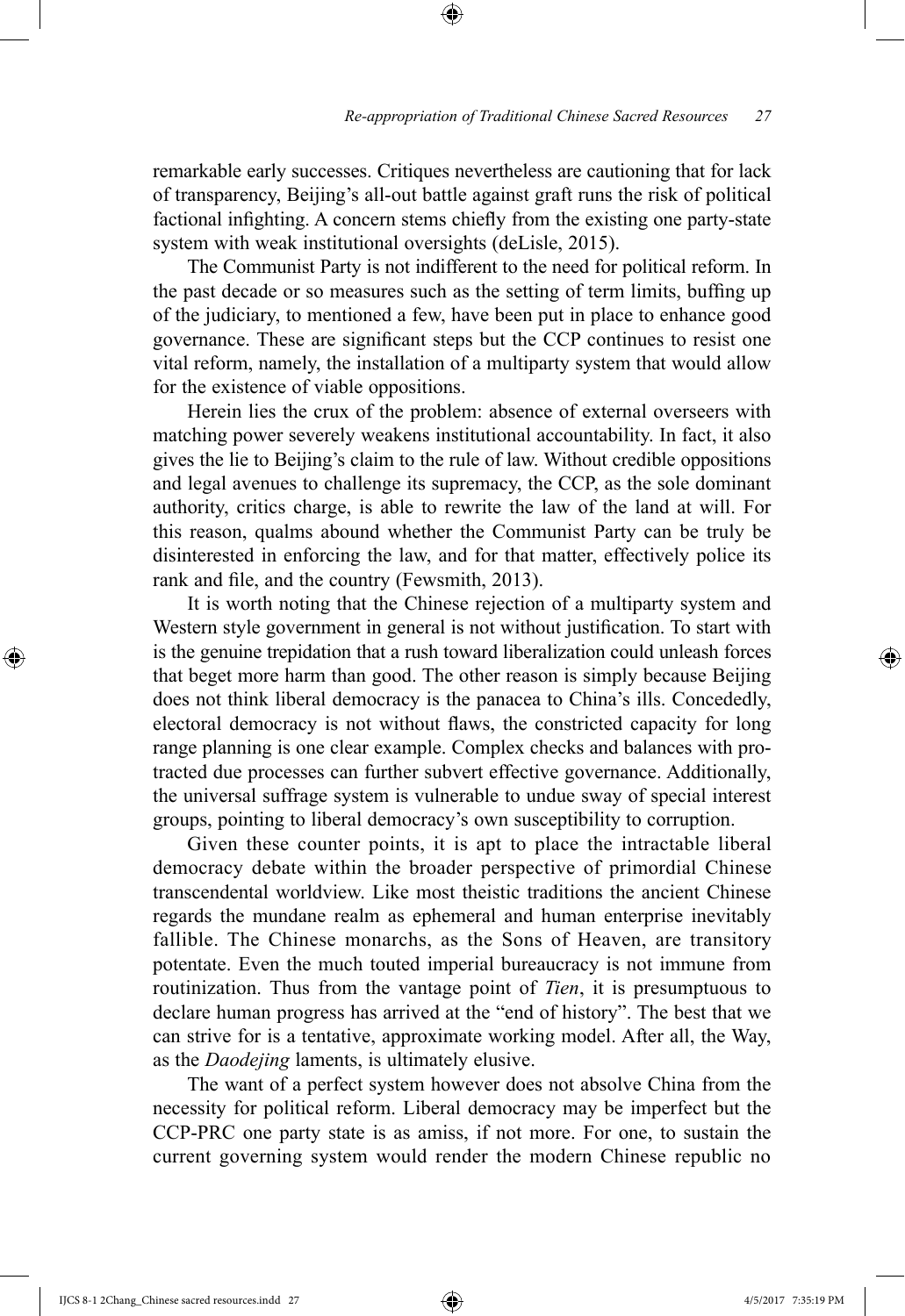remarkable early successes. Critiques nevertheless are cautioning that for lack of transparency, Beijing's all-out battle against graft runs the risk of political factional infighting. A concern stems chiefly from the existing one party-state system with weak institutional oversights (deLisle, 2015).

The Communist Party is not indifferent to the need for political reform. In the past decade or so measures such as the setting of term limits, buffing up of the judiciary, to mentioned a few, have been put in place to enhance good governance. These are significant steps but the CCP continues to resist one vital reform, namely, the installation of a multiparty system that would allow for the existence of viable oppositions.

Herein lies the crux of the problem: absence of external overseers with matching power severely weakens institutional accountability. In fact, it also gives the lie to Beijing's claim to the rule of law. Without credible oppositions and legal avenues to challenge its supremacy, the CCP, as the sole dominant authority, critics charge, is able to rewrite the law of the land at will. For this reason, qualms abound whether the Communist Party can be truly be disinterested in enforcing the law, and for that matter, effectively police its rank and file, and the country (Fewsmith, 2013).

It is worth noting that the Chinese rejection of a multiparty system and Western style government in general is not without justification. To start with is the genuine trepidation that a rush toward liberalization could unleash forces that beget more harm than good. The other reason is simply because Beijing does not think liberal democracy is the panacea to China's ills. Concededly, electoral democracy is not without flaws, the constricted capacity for long range planning is one clear example. Complex checks and balances with protracted due processes can further subvert effective governance. Additionally, the universal suffrage system is vulnerable to undue sway of special interest groups, pointing to liberal democracy's own susceptibility to corruption.

Given these counter points, it is apt to place the intractable liberal democracy debate within the broader perspective of primordial Chinese transcendental worldview. Like most theistic traditions the ancient Chinese regards the mundane realm as ephemeral and human enterprise inevitably fallible. The Chinese monarchs, as the Sons of Heaven, are transitory potentate. Even the much touted imperial bureaucracy is not immune from routinization. Thus from the vantage point of *Tien*, it is presumptuous to declare human progress has arrived at the "end of history". The best that we can strive for is a tentative, approximate working model. After all, the Way, as the *Daodejing* laments, is ultimately elusive.

The want of a perfect system however does not absolve China from the necessity for political reform. Liberal democracy may be imperfect but the CCP-PRC one party state is as amiss, if not more. For one, to sustain the current governing system would render the modern Chinese republic no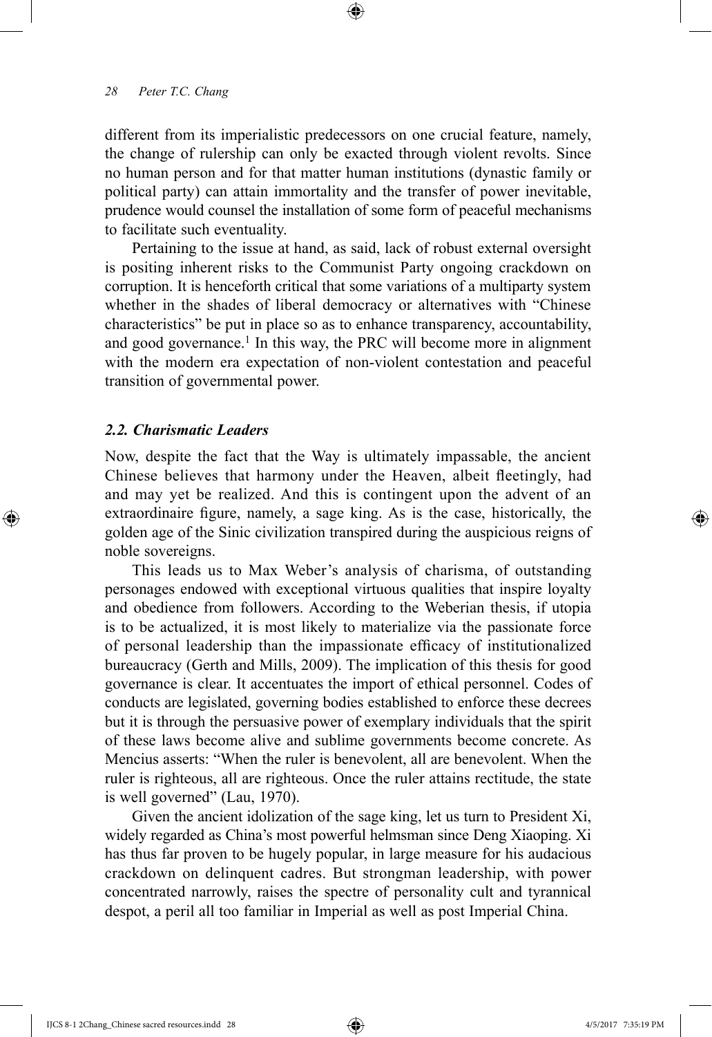different from its imperialistic predecessors on one crucial feature, namely, the change of rulership can only be exacted through violent revolts. Since no human person and for that matter human institutions (dynastic family or political party) can attain immortality and the transfer of power inevitable, prudence would counsel the installation of some form of peaceful mechanisms to facilitate such eventuality.

Pertaining to the issue at hand, as said, lack of robust external oversight is positing inherent risks to the Communist Party ongoing crackdown on corruption. It is henceforth critical that some variations of a multiparty system whether in the shades of liberal democracy or alternatives with "Chinese characteristics" be put in place so as to enhance transparency, accountability, and good governance.[1] In this way, the PRC will become more in alignment with the modern era expectation of non-violent contestation and peaceful transition of governmental power.

### *2.2. Charismatic Leaders*

Now, despite the fact that the Way is ultimately impassable, the ancient Chinese believes that harmony under the Heaven, albeit fleetingly, had and may yet be realized. And this is contingent upon the advent of an extraordinaire figure, namely, a sage king. As is the case, historically, the golden age of the Sinic civilization transpired during the auspicious reigns of noble sovereigns.

This leads us to Max Weber's analysis of charisma, of outstanding personages endowed with exceptional virtuous qualities that inspire loyalty and obedience from followers. According to the Weberian thesis, if utopia is to be actualized, it is most likely to materialize via the passionate force of personal leadership than the impassionate efficacy of institutionalized bureaucracy (Gerth and Mills, 2009). The implication of this thesis for good governance is clear. It accentuates the import of ethical personnel. Codes of conducts are legislated, governing bodies established to enforce these decrees but it is through the persuasive power of exemplary individuals that the spirit of these laws become alive and sublime governments become concrete. As Mencius asserts: "When the ruler is benevolent, all are benevolent. When the ruler is righteous, all are righteous. Once the ruler attains rectitude, the state is well governed" (Lau, 1970).

Given the ancient idolization of the sage king, let us turn to President Xi, widely regarded as China's most powerful helmsman since Deng Xiaoping. Xi has thus far proven to be hugely popular, in large measure for his audacious crackdown on delinquent cadres. But strongman leadership, with power concentrated narrowly, raises the spectre of personality cult and tyrannical despot, a peril all too familiar in Imperial as well as post Imperial China.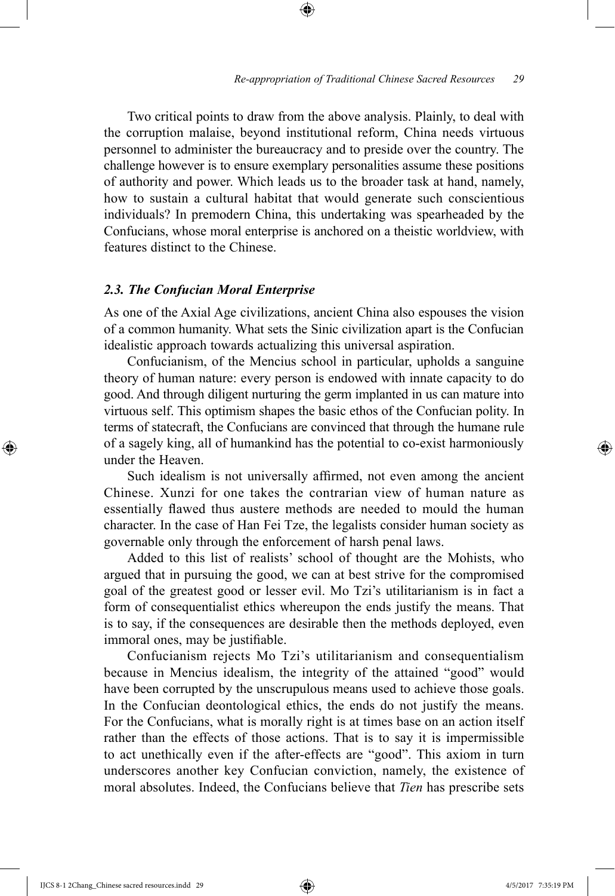Two critical points to draw from the above analysis. Plainly, to deal with the corruption malaise, beyond institutional reform, China needs virtuous personnel to administer the bureaucracy and to preside over the country. The challenge however is to ensure exemplary personalities assume these positions of authority and power. Which leads us to the broader task at hand, namely, how to sustain a cultural habitat that would generate such conscientious individuals? In premodern China, this undertaking was spearheaded by the Confucians, whose moral enterprise is anchored on a theistic worldview, with features distinct to the Chinese.

### *2.3. The Confucian Moral Enterprise*

As one of the Axial Age civilizations, ancient China also espouses the vision of a common humanity. What sets the Sinic civilization apart is the Confucian idealistic approach towards actualizing this universal aspiration.

Confucianism, of the Mencius school in particular, upholds a sanguine theory of human nature: every person is endowed with innate capacity to do good. And through diligent nurturing the germ implanted in us can mature into virtuous self. This optimism shapes the basic ethos of the Confucian polity. In terms of statecraft, the Confucians are convinced that through the humane rule of a sagely king, all of humankind has the potential to co-exist harmoniously under the Heaven.

Such idealism is not universally affirmed, not even among the ancient Chinese. Xunzi for one takes the contrarian view of human nature as essentially flawed thus austere methods are needed to mould the human character. In the case of Han Fei Tze, the legalists consider human society as governable only through the enforcement of harsh penal laws.

Added to this list of realists' school of thought are the Mohists, who argued that in pursuing the good, we can at best strive for the compromised goal of the greatest good or lesser evil. Mo Tzi's utilitarianism is in fact a form of consequentialist ethics whereupon the ends justify the means. That is to say, if the consequences are desirable then the methods deployed, even immoral ones, may be justifiable.

Confucianism rejects Mo Tzi's utilitarianism and consequentialism because in Mencius idealism, the integrity of the attained "good" would have been corrupted by the unscrupulous means used to achieve those goals. In the Confucian deontological ethics, the ends do not justify the means. For the Confucians, what is morally right is at times base on an action itself rather than the effects of those actions. That is to say it is impermissible to act unethically even if the after-effects are "good". This axiom in turn underscores another key Confucian conviction, namely, the existence of moral absolutes. Indeed, the Confucians believe that *Tien* has prescribe sets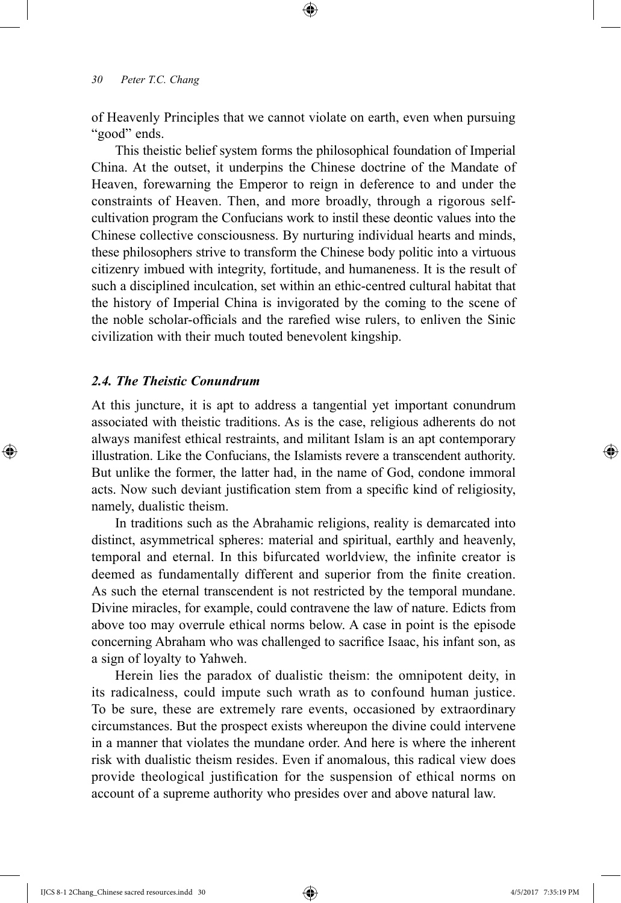of Heavenly Principles that we cannot violate on earth, even when pursuing "good" ends.

This theistic belief system forms the philosophical foundation of Imperial China. At the outset, it underpins the Chinese doctrine of the Mandate of Heaven, forewarning the Emperor to reign in deference to and under the constraints of Heaven. Then, and more broadly, through a rigorous self-cultivation program the Confucians work to instil these deontic values into the Chinese collective consciousness. By nurturing individual hearts and minds, these philosophers strive to transform the Chinese body politic into a virtuous citizenry imbued with integrity, fortitude, and humaneness. It is the result of such a disciplined inculcation, set within an ethic-centred cultural habitat that the history of Imperial China is invigorated by the coming to the scene of the noble scholar-officials and the rarefied wise rulers, to enliven the Sinic civilization with their much touted benevolent kingship.

### *2.4. The Theistic Conundrum*

At this juncture, it is apt to address a tangential yet important conundrum associated with theistic traditions. As is the case, religious adherents do not always manifest ethical restraints, and militant Islam is an apt contemporary illustration. Like the Confucians, the Islamists revere a transcendent authority. But unlike the former, the latter had, in the name of God, condone immoral acts. Now such deviant justification stem from a specific kind of religiosity, namely, dualistic theism.

In traditions such as the Abrahamic religions, reality is demarcated into distinct, asymmetrical spheres: material and spiritual, earthly and heavenly, temporal and eternal. In this bifurcated worldview, the infinite creator is deemed as fundamentally different and superior from the finite creation. As such the eternal transcendent is not restricted by the temporal mundane. Divine miracles, for example, could contravene the law of nature. Edicts from above too may overrule ethical norms below. A case in point is the episode concerning Abraham who was challenged to sacrifice Isaac, his infant son, as a sign of loyalty to Yahweh.

Herein lies the paradox of dualistic theism: the omnipotent deity, in its radicalness, could impute such wrath as to confound human justice. To be sure, these are extremely rare events, occasioned by extraordinary circumstances. But the prospect exists whereupon the divine could intervene in a manner that violates the mundane order. And here is where the inherent risk with dualistic theism resides. Even if anomalous, this radical view does provide theological justification for the suspension of ethical norms on account of a supreme authority who presides over and above natural law.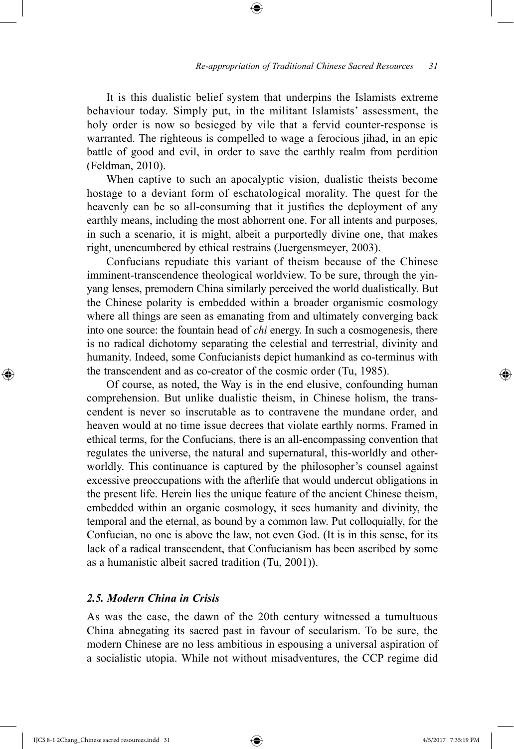It is this dualistic belief system that underpins the Islamists extreme behaviour today. Simply put, in the militant Islamists' assessment, the holy order is now so besieged by vile that a fervid counter-response is warranted. The righteous is compelled to wage a ferocious jihad, in an epic battle of good and evil, in order to save the earthly realm from perdition (Feldman, 2010).

When captive to such an apocalyptic vision, dualistic theists become hostage to a deviant form of eschatological morality. The quest for the heavenly can be so all-consuming that it justifies the deployment of any earthly means, including the most abhorrent one. For all intents and purposes, in such a scenario, it is might, albeit a purportedly divine one, that makes right, unencumbered by ethical restrains (Juergensmeyer, 2003).

Confucians repudiate this variant of theism because of the Chinese imminent-transcendence theological worldview. To be sure, through the yin-yang lenses, premodern China similarly perceived the world dualistically. But the Chinese polarity is embedded within a broader organismic cosmology where all things are seen as emanating from and ultimately converging back into one source: the fountain head of *chi* energy. In such a cosmogenesis, there is no radical dichotomy separating the celestial and terrestrial, divinity and humanity. Indeed, some Confucianists depict humankind as co-terminus with the transcendent and as co-creator of the cosmic order (Tu, 1985).

Of course, as noted, the Way is in the end elusive, confounding human comprehension. But unlike dualistic theism, in Chinese holism, the transcendent is never so inscrutable as to contravene the mundane order, and heaven would at no time issue decrees that violate earthly norms. Framed in ethical terms, for the Confucians, there is an all-encompassing convention that regulates the universe, the natural and supernatural, this-worldly and other-worldly. This continuance is captured by the philosopher's counsel against excessive preoccupations with the afterlife that would undercut obligations in the present life. Herein lies the unique feature of the ancient Chinese theism, embedded within an organic cosmology, it sees humanity and divinity, the temporal and the eternal, as bound by a common law. Put colloquially, for the Confucian, no one is above the law, not even God. (It is in this sense, for its lack of a radical transcendent, that Confucianism has been ascribed by some as a humanistic albeit sacred tradition (Tu, 2001)).

### *2.5. Modern China in Crisis*

As was the case, the dawn of the 20th century witnessed a tumultuous China abnegating its sacred past in favour of secularism. To be sure, the modern Chinese are no less ambitious in espousing a universal aspiration of a socialistic utopia. While not without misadventures, the CCP regime did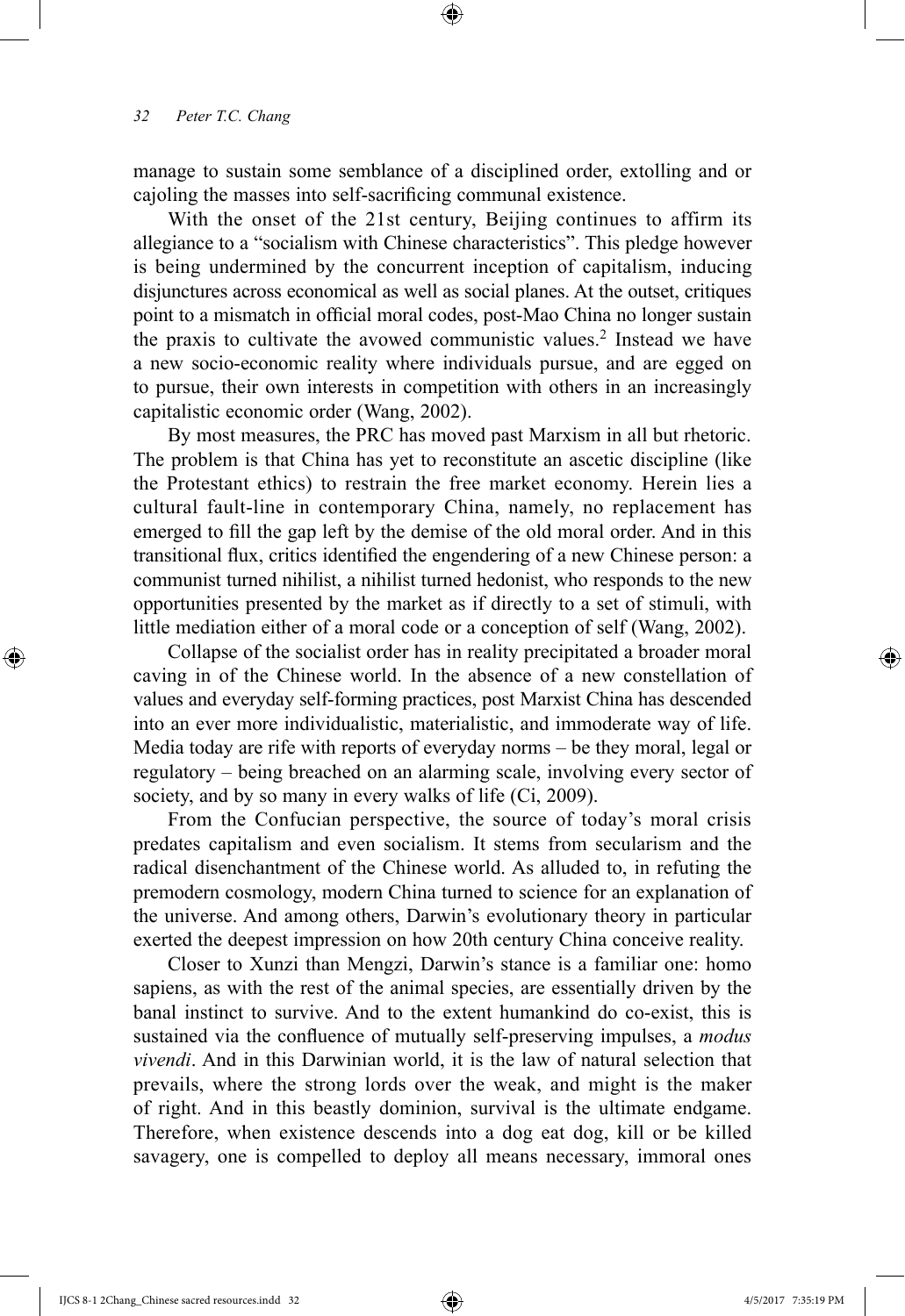manage to sustain some semblance of a disciplined order, extolling and or cajoling the masses into self-sacrificing communal existence.

With the onset of the 21st century, Beijing continues to affirm its allegiance to a "socialism with Chinese characteristics". This pledge however is being undermined by the concurrent inception of capitalism, inducing disjunctures across economical as well as social planes. At the outset, critiques point to a mismatch in official moral codes, post-Mao China no longer sustain the praxis to cultivate the avowed communistic values.[2] Instead we have a new socio-economic reality where individuals pursue, and are egged on to pursue, their own interests in competition with others in an increasingly capitalistic economic order (Wang, 2002).

By most measures, the PRC has moved past Marxism in all but rhetoric. The problem is that China has yet to reconstitute an ascetic discipline (like the Protestant ethics) to restrain the free market economy. Herein lies a cultural fault-line in contemporary China, namely, no replacement has emerged to fill the gap left by the demise of the old moral order. And in this transitional flux, critics identified the engendering of a new Chinese person: a communist turned nihilist, a nihilist turned hedonist, who responds to the new opportunities presented by the market as if directly to a set of stimuli, with little mediation either of a moral code or a conception of self (Wang, 2002).

Collapse of the socialist order has in reality precipitated a broader moral caving in of the Chinese world. In the absence of a new constellation of values and everyday self-forming practices, post Marxist China has descended into an ever more individualistic, materialistic, and immoderate way of life. Media today are rife with reports of everyday norms – be they moral, legal or regulatory – being breached on an alarming scale, involving every sector of society, and by so many in every walks of life (Ci, 2009).

From the Confucian perspective, the source of today's moral crisis predates capitalism and even socialism. It stems from secularism and the radical disenchantment of the Chinese world. As alluded to, in refuting the premodern cosmology, modern China turned to science for an explanation of the universe. And among others, Darwin's evolutionary theory in particular exerted the deepest impression on how 20th century China conceive reality.

Closer to Xunzi than Mengzi, Darwin's stance is a familiar one: homo sapiens, as with the rest of the animal species, are essentially driven by the banal instinct to survive. And to the extent humankind do co-exist, this is sustained via the confluence of mutually self-preserving impulses, a *modus vivendi*. And in this Darwinian world, it is the law of natural selection that prevails, where the strong lords over the weak, and might is the maker of right. And in this beastly dominion, survival is the ultimate endgame. Therefore, when existence descends into a dog eat dog, kill or be killed savagery, one is compelled to deploy all means necessary, immoral ones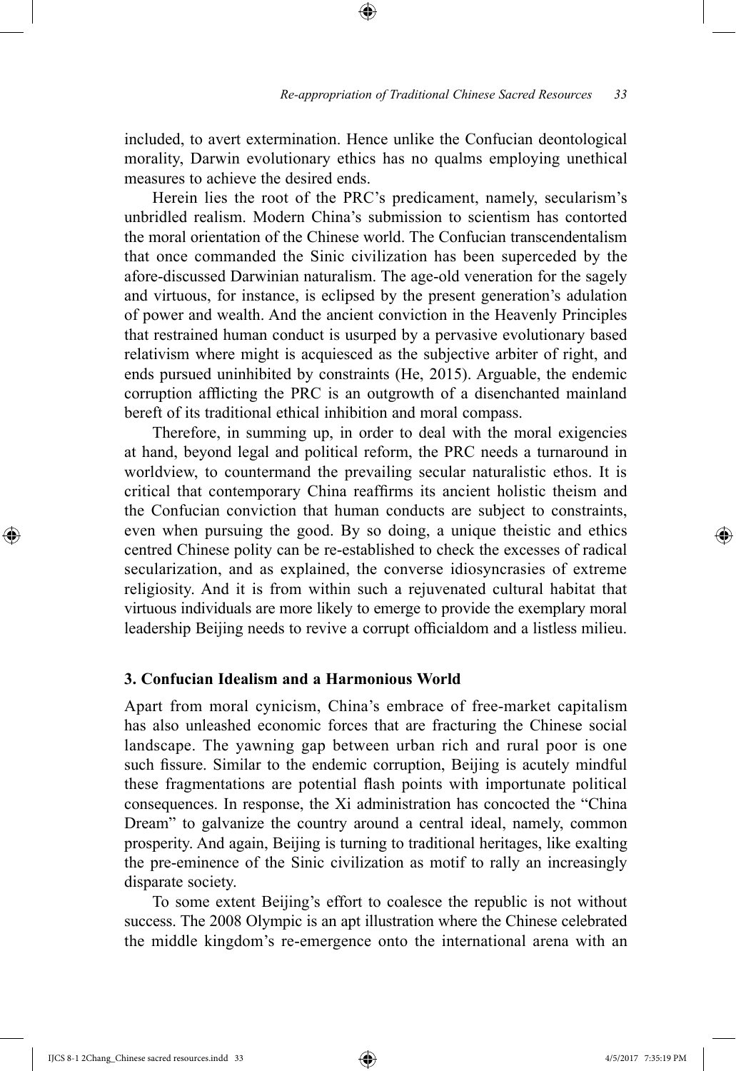included, to avert extermination. Hence unlike the Confucian deontological morality, Darwin evolutionary ethics has no qualms employing unethical measures to achieve the desired ends.

Herein lies the root of the PRC's predicament, namely, secularism's unbridled realism. Modern China's submission to scientism has contorted the moral orientation of the Chinese world. The Confucian transcendentalism that once commanded the Sinic civilization has been superceded by the afore-discussed Darwinian naturalism. The age-old veneration for the sagely and virtuous, for instance, is eclipsed by the present generation's adulation of power and wealth. And the ancient conviction in the Heavenly Principles that restrained human conduct is usurped by a pervasive evolutionary based relativism where might is acquiesced as the subjective arbiter of right, and ends pursued uninhibited by constraints (He, 2015). Arguable, the endemic corruption afflicting the PRC is an outgrowth of a disenchanted mainland bereft of its traditional ethical inhibition and moral compass.

Therefore, in summing up, in order to deal with the moral exigencies at hand, beyond legal and political reform, the PRC needs a turnaround in worldview, to countermand the prevailing secular naturalistic ethos. It is critical that contemporary China reaffirms its ancient holistic theism and the Confucian conviction that human conducts are subject to constraints, even when pursuing the good. By so doing, a unique theistic and ethics centred Chinese polity can be re-established to check the excesses of radical secularization, and as explained, the converse idiosyncrasies of extreme religiosity. And it is from within such a rejuvenated cultural habitat that virtuous individuals are more likely to emerge to provide the exemplary moral leadership Beijing needs to revive a corrupt officialdom and a listless milieu.

## 3. Confucian Idealism and a Harmonious World

Apart from moral cynicism, China's embrace of free-market capitalism has also unleashed economic forces that are fracturing the Chinese social landscape. The yawning gap between urban rich and rural poor is one such fissure. Similar to the endemic corruption, Beijing is acutely mindful these fragmentations are potential flash points with importunate political consequences. In response, the Xi administration has concocted the "China Dream" to galvanize the country around a central ideal, namely, common prosperity. And again, Beijing is turning to traditional heritages, like exalting the pre-eminence of the Sinic civilization as motif to rally an increasingly disparate society.

To some extent Beijing's effort to coalesce the republic is not without success. The 2008 Olympic is an apt illustration where the Chinese celebrated the middle kingdom's re-emergence onto the international arena with an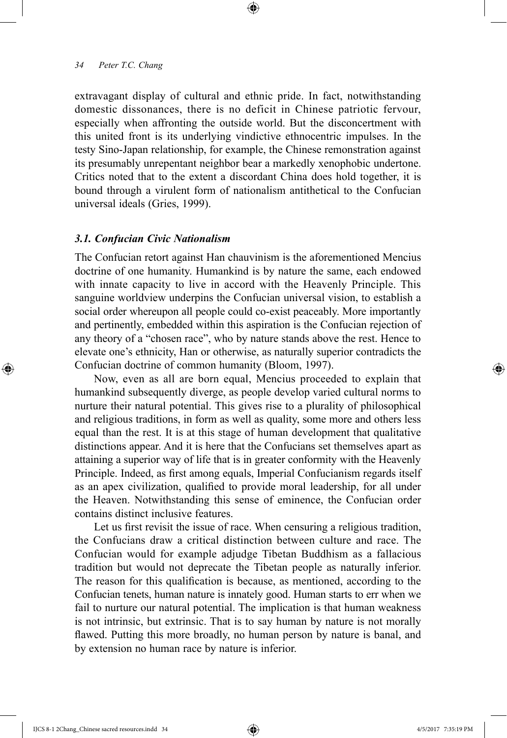extravagant display of cultural and ethnic pride. In fact, notwithstanding domestic dissonances, there is no deficit in Chinese patriotic fervour, especially when affronting the outside world. But the disconcertment with this united front is its underlying vindictive ethnocentric impulses. In the testy Sino-Japan relationship, for example, the Chinese remonstration against its presumably unrepentant neighbor bear a markedly xenophobic undertone. Critics noted that to the extent a discordant China does hold together, it is bound through a virulent form of nationalism antithetical to the Confucian universal ideals (Gries, 1999).

### *3.1. Confucian Civic Nationalism*

The Confucian retort against Han chauvinism is the aforementioned Mencius doctrine of one humanity. Humankind is by nature the same, each endowed with innate capacity to live in accord with the Heavenly Principle. This sanguine worldview underpins the Confucian universal vision, to establish a social order whereupon all people could co-exist peaceably. More importantly and pertinently, embedded within this aspiration is the Confucian rejection of any theory of a "chosen race", who by nature stands above the rest. Hence to elevate one's ethnicity, Han or otherwise, as naturally superior contradicts the Confucian doctrine of common humanity (Bloom, 1997).

Now, even as all are born equal, Mencius proceeded to explain that humankind subsequently diverge, as people develop varied cultural norms to nurture their natural potential. This gives rise to a plurality of philosophical and religious traditions, in form as well as quality, some more and others less equal than the rest. It is at this stage of human development that qualitative distinctions appear. And it is here that the Confucians set themselves apart as attaining a superior way of life that is in greater conformity with the Heavenly Principle. Indeed, as first among equals, Imperial Confucianism regards itself as an apex civilization, qualified to provide moral leadership, for all under the Heaven. Notwithstanding this sense of eminence, the Confucian order contains distinct inclusive features.

Let us first revisit the issue of race. When censuring a religious tradition, the Confucians draw a critical distinction between culture and race. The Confucian would for example adjudge Tibetan Buddhism as a fallacious tradition but would not deprecate the Tibetan people as naturally inferior. The reason for this qualification is because, as mentioned, according to the Confucian tenets, human nature is innately good. Human starts to err when we fail to nurture our natural potential. The implication is that human weakness is not intrinsic, but extrinsic. That is to say human by nature is not morally flawed. Putting this more broadly, no human person by nature is banal, and by extension no human race by nature is inferior.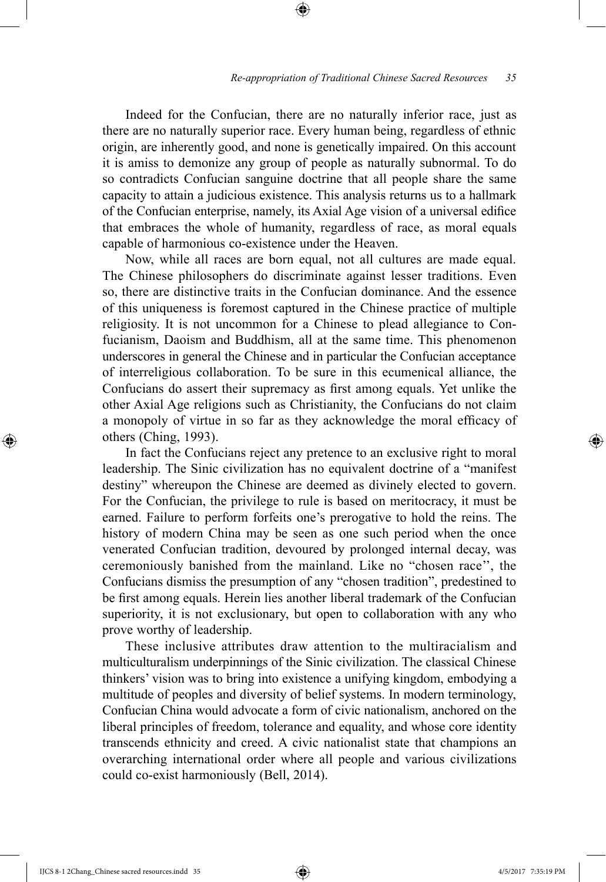Indeed for the Confucian, there are no naturally inferior race, just as there are no naturally superior race. Every human being, regardless of ethnic origin, are inherently good, and none is genetically impaired. On this account it is amiss to demonize any group of people as naturally subnormal. To do so contradicts Confucian sanguine doctrine that all people share the same capacity to attain a judicious existence. This analysis returns us to a hallmark of the Confucian enterprise, namely, its Axial Age vision of a universal edifice that embraces the whole of humanity, regardless of race, as moral equals capable of harmonious co-existence under the Heaven.

Now, while all races are born equal, not all cultures are made equal. The Chinese philosophers do discriminate against lesser traditions. Even so, there are distinctive traits in the Confucian dominance. And the essence of this uniqueness is foremost captured in the Chinese practice of multiple religiosity. It is not uncommon for a Chinese to plead allegiance to Confucianism, Daoism and Buddhism, all at the same time. This phenomenon underscores in general the Chinese and in particular the Confucian acceptance of interreligious collaboration. To be sure in this ecumenical alliance, the Confucians do assert their supremacy as first among equals. Yet unlike the other Axial Age religions such as Christianity, the Confucians do not claim a monopoly of virtue in so far as they acknowledge the moral efficacy of others (Ching, 1993).

In fact the Confucians reject any pretence to an exclusive right to moral leadership. The Sinic civilization has no equivalent doctrine of a "manifest destiny" whereupon the Chinese are deemed as divinely elected to govern. For the Confucian, the privilege to rule is based on meritocracy, it must be earned. Failure to perform forfeits one's prerogative to hold the reins. The history of modern China may be seen as one such period when the once venerated Confucian tradition, devoured by prolonged internal decay, was ceremoniously banished from the mainland. Like no "chosen race'', the Confucians dismiss the presumption of any "chosen tradition", predestined to be first among equals. Herein lies another liberal trademark of the Confucian superiority, it is not exclusionary, but open to collaboration with any who prove worthy of leadership.

These inclusive attributes draw attention to the multiracialism and multiculturalism underpinnings of the Sinic civilization. The classical Chinese thinkers' vision was to bring into existence a unifying kingdom, embodying a multitude of peoples and diversity of belief systems. In modern terminology, Confucian China would advocate a form of civic nationalism, anchored on the liberal principles of freedom, tolerance and equality, and whose core identity transcends ethnicity and creed. A civic nationalist state that champions an overarching international order where all people and various civilizations could co-exist harmoniously (Bell, 2014).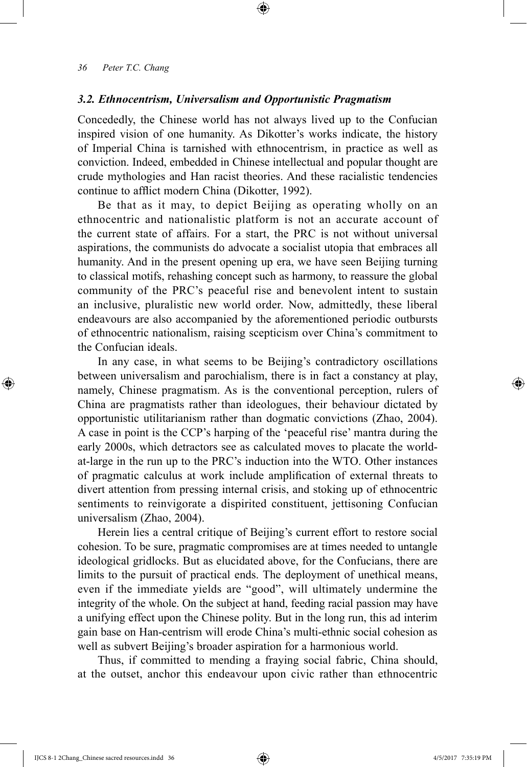### *3.2. Ethnocentrism, Universalism and Opportunistic Pragmatism*

Concededly, the Chinese world has not always lived up to the Confucian inspired vision of one humanity. As Dikotter's works indicate, the history of Imperial China is tarnished with ethnocentrism, in practice as well as conviction. Indeed, embedded in Chinese intellectual and popular thought are crude mythologies and Han racist theories. And these racialistic tendencies continue to afflict modern China (Dikotter, 1992).

Be that as it may, to depict Beijing as operating wholly on an ethnocentric and nationalistic platform is not an accurate account of the current state of affairs. For a start, the PRC is not without universal aspirations, the communists do advocate a socialist utopia that embraces all humanity. And in the present opening up era, we have seen Beijing turning to classical motifs, rehashing concept such as harmony, to reassure the global community of the PRC's peaceful rise and benevolent intent to sustain an inclusive, pluralistic new world order. Now, admittedly, these liberal endeavours are also accompanied by the aforementioned periodic outbursts of ethnocentric nationalism, raising scepticism over China's commitment to the Confucian ideals.

In any case, in what seems to be Beijing's contradictory oscillations between universalism and parochialism, there is in fact a constancy at play, namely, Chinese pragmatism. As is the conventional perception, rulers of China are pragmatists rather than ideologues, their behaviour dictated by opportunistic utilitarianism rather than dogmatic convictions (Zhao, 2004). A case in point is the CCP's harping of the 'peaceful rise' mantra during the early 2000s, which detractors see as calculated moves to placate the world-at-large in the run up to the PRC's induction into the WTO. Other instances of pragmatic calculus at work include amplification of external threats to divert attention from pressing internal crisis, and stoking up of ethnocentric sentiments to reinvigorate a dispirited constituent, jettisoning Confucian universalism (Zhao, 2004).

Herein lies a central critique of Beijing's current effort to restore social cohesion. To be sure, pragmatic compromises are at times needed to untangle ideological gridlocks. But as elucidated above, for the Confucians, there are limits to the pursuit of practical ends. The deployment of unethical means, even if the immediate yields are "good", will ultimately undermine the integrity of the whole. On the subject at hand, feeding racial passion may have a unifying effect upon the Chinese polity. But in the long run, this ad interim gain base on Han-centrism will erode China's multi-ethnic social cohesion as well as subvert Beijing's broader aspiration for a harmonious world.

Thus, if committed to mending a fraying social fabric, China should, at the outset, anchor this endeavour upon civic rather than ethnocentric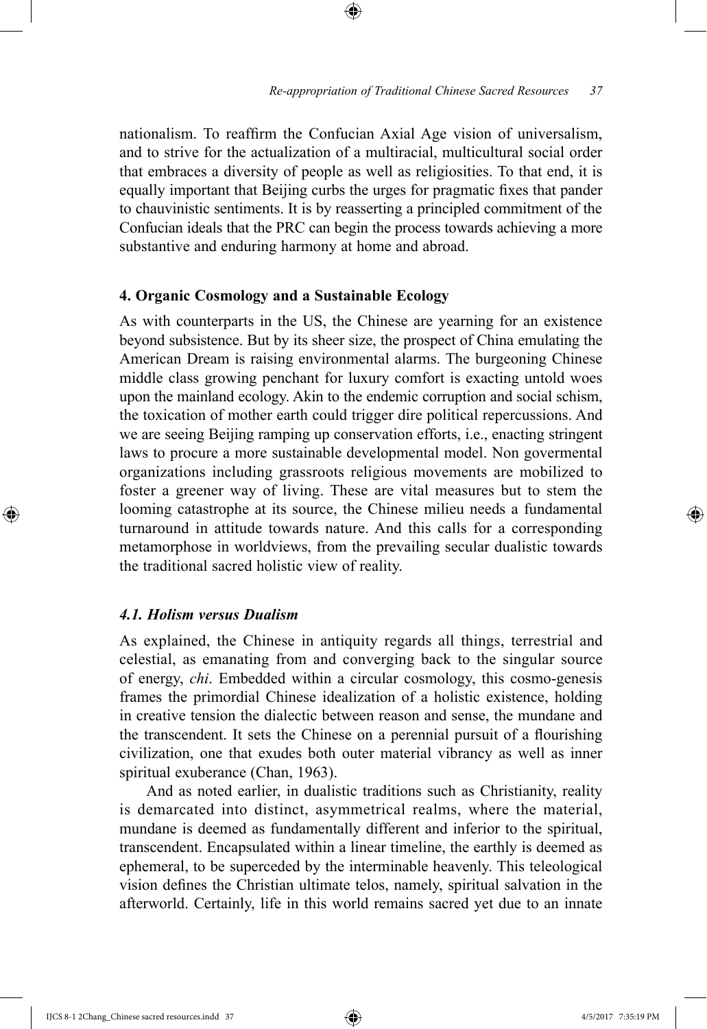nationalism. To reaffirm the Confucian Axial Age vision of universalism, and to strive for the actualization of a multiracial, multicultural social order that embraces a diversity of people as well as religiosities. To that end, it is equally important that Beijing curbs the urges for pragmatic fixes that pander to chauvinistic sentiments. It is by reasserting a principled commitment of the Confucian ideals that the PRC can begin the process towards achieving a more substantive and enduring harmony at home and abroad.

## 4. Organic Cosmology and a Sustainable Ecology

As with counterparts in the US, the Chinese are yearning for an existence beyond subsistence. But by its sheer size, the prospect of China emulating the American Dream is raising environmental alarms. The burgeoning Chinese middle class growing penchant for luxury comfort is exacting untold woes upon the mainland ecology. Akin to the endemic corruption and social schism, the toxication of mother earth could trigger dire political repercussions. And we are seeing Beijing ramping up conservation efforts, i.e., enacting stringent laws to procure a more sustainable developmental model. Non govermental organizations including grassroots religious movements are mobilized to foster a greener way of living. These are vital measures but to stem the looming catastrophe at its source, the Chinese milieu needs a fundamental turnaround in attitude towards nature. And this calls for a corresponding metamorphose in worldviews, from the prevailing secular dualistic towards the traditional sacred holistic view of reality.

### *4.1. Holism versus Dualism*

As explained, the Chinese in antiquity regards all things, terrestrial and celestial, as emanating from and converging back to the singular source of energy, *chi*. Embedded within a circular cosmology, this cosmo-genesis frames the primordial Chinese idealization of a holistic existence, holding in creative tension the dialectic between reason and sense, the mundane and the transcendent. It sets the Chinese on a perennial pursuit of a flourishing civilization, one that exudes both outer material vibrancy as well as inner spiritual exuberance (Chan, 1963).

And as noted earlier, in dualistic traditions such as Christianity, reality is demarcated into distinct, asymmetrical realms, where the material, mundane is deemed as fundamentally different and inferior to the spiritual, transcendent. Encapsulated within a linear timeline, the earthly is deemed as ephemeral, to be superceded by the interminable heavenly. This teleological vision defines the Christian ultimate telos, namely, spiritual salvation in the afterworld. Certainly, life in this world remains sacred yet due to an innate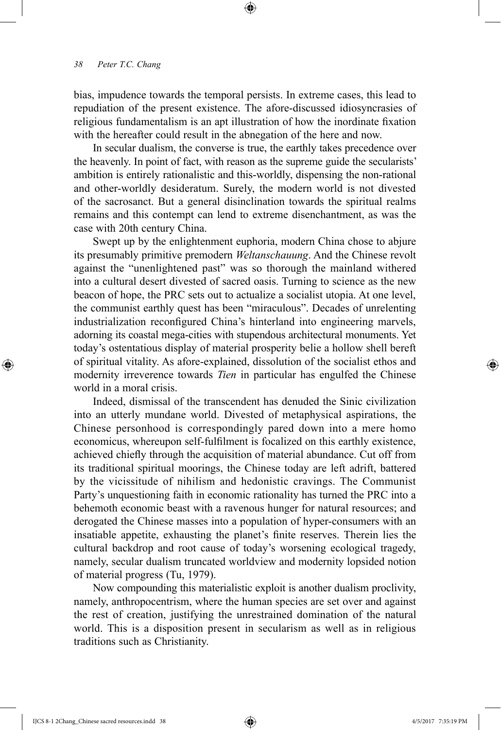bias, impudence towards the temporal persists. In extreme cases, this lead to repudiation of the present existence. The afore-discussed idiosyncrasies of religious fundamentalism is an apt illustration of how the inordinate fixation with the hereafter could result in the abnegation of the here and now.

In secular dualism, the converse is true, the earthly takes precedence over the heavenly. In point of fact, with reason as the supreme guide the secularists' ambition is entirely rationalistic and this-worldly, dispensing the non-rational and other-worldly desideratum. Surely, the modern world is not divested of the sacrosanct. But a general disinclination towards the spiritual realms remains and this contempt can lend to extreme disenchantment, as was the case with 20th century China.

Swept up by the enlightenment euphoria, modern China chose to abjure its presumably primitive premodern *Weltanschauung*. And the Chinese revolt against the "unenlightened past" was so thorough the mainland withered into a cultural desert divested of sacred oasis. Turning to science as the new beacon of hope, the PRC sets out to actualize a socialist utopia. At one level, the communist earthly quest has been "miraculous". Decades of unrelenting industrialization reconfigured China's hinterland into engineering marvels, adorning its coastal mega-cities with stupendous architectural monuments. Yet today's ostentatious display of material prosperity belie a hollow shell bereft of spiritual vitality. As afore-explained, dissolution of the socialist ethos and modernity irreverence towards *Tien* in particular has engulfed the Chinese world in a moral crisis.

Indeed, dismissal of the transcendent has denuded the Sinic civilization into an utterly mundane world. Divested of metaphysical aspirations, the Chinese personhood is correspondingly pared down into a mere homo economicus, whereupon self-fulfilment is focalized on this earthly existence, achieved chiefly through the acquisition of material abundance. Cut off from its traditional spiritual moorings, the Chinese today are left adrift, battered by the vicissitude of nihilism and hedonistic cravings. The Communist Party's unquestioning faith in economic rationality has turned the PRC into a behemoth economic beast with a ravenous hunger for natural resources; and derogated the Chinese masses into a population of hyper-consumers with an insatiable appetite, exhausting the planet's finite reserves. Therein lies the cultural backdrop and root cause of today's worsening ecological tragedy, namely, secular dualism truncated worldview and modernity lopsided notion of material progress (Tu, 1979).

Now compounding this materialistic exploit is another dualism proclivity, namely, anthropocentrism, where the human species are set over and against the rest of creation, justifying the unrestrained domination of the natural world. This is a disposition present in secularism as well as in religious traditions such as Christianity.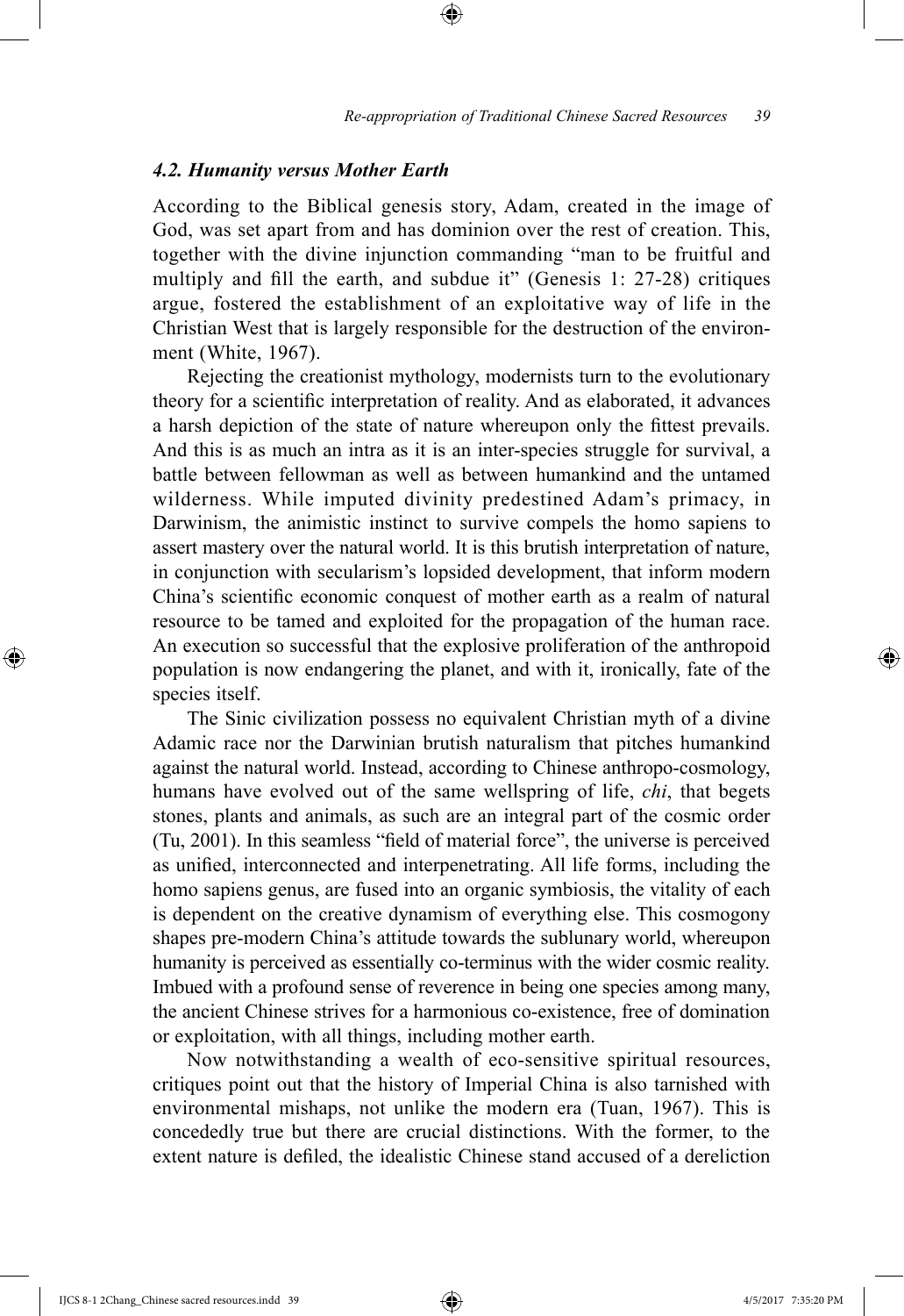### *4.2. Humanity versus Mother Earth*

According to the Biblical genesis story, Adam, created in the image of God, was set apart from and has dominion over the rest of creation. This, together with the divine injunction commanding "man to be fruitful and multiply and fill the earth, and subdue it" (Genesis 1: 27-28) critiques argue, fostered the establishment of an exploitative way of life in the Christian West that is largely responsible for the destruction of the environment (White, 1967).

Rejecting the creationist mythology, modernists turn to the evolutionary theory for a scientific interpretation of reality. And as elaborated, it advances a harsh depiction of the state of nature whereupon only the fittest prevails. And this is as much an intra as it is an inter-species struggle for survival, a battle between fellowman as well as between humankind and the untamed wilderness. While imputed divinity predestined Adam's primacy, in Darwinism, the animistic instinct to survive compels the homo sapiens to assert mastery over the natural world. It is this brutish interpretation of nature, in conjunction with secularism's lopsided development, that inform modern China's scientific economic conquest of mother earth as a realm of natural resource to be tamed and exploited for the propagation of the human race. An execution so successful that the explosive proliferation of the anthropoid population is now endangering the planet, and with it, ironically, fate of the species itself.

The Sinic civilization possess no equivalent Christian myth of a divine Adamic race nor the Darwinian brutish naturalism that pitches humankind against the natural world. Instead, according to Chinese anthropo-cosmology, humans have evolved out of the same wellspring of life, *chi*, that begets stones, plants and animals, as such are an integral part of the cosmic order (Tu, 2001). In this seamless "field of material force", the universe is perceived as unified, interconnected and interpenetrating. All life forms, including the homo sapiens genus, are fused into an organic symbiosis, the vitality of each is dependent on the creative dynamism of everything else. This cosmogony shapes pre-modern China's attitude towards the sublunary world, whereupon humanity is perceived as essentially co-terminus with the wider cosmic reality. Imbued with a profound sense of reverence in being one species among many, the ancient Chinese strives for a harmonious co-existence, free of domination or exploitation, with all things, including mother earth.

Now notwithstanding a wealth of eco-sensitive spiritual resources, critiques point out that the history of Imperial China is also tarnished with environmental mishaps, not unlike the modern era (Tuan, 1967). This is concededly true but there are crucial distinctions. With the former, to the extent nature is defiled, the idealistic Chinese stand accused of a dereliction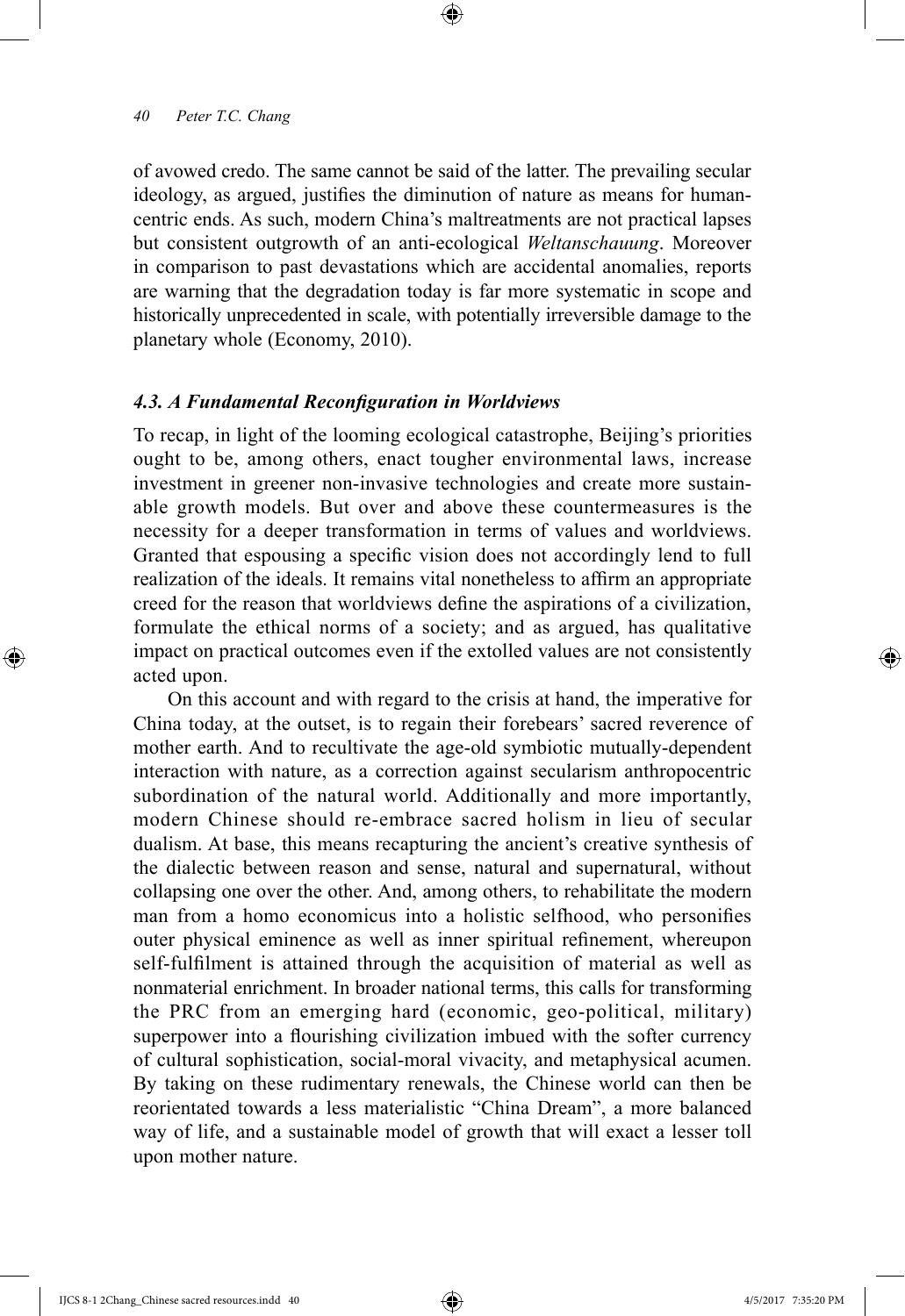of avowed credo. The same cannot be said of the latter. The prevailing secular ideology, as argued, justifies the diminution of nature as means for human-centric ends. As such, modern China's maltreatments are not practical lapses but consistent outgrowth of an anti-ecological *Weltanschauung*. Moreover in comparison to past devastations which are accidental anomalies, reports are warning that the degradation today is far more systematic in scope and historically unprecedented in scale, with potentially irreversible damage to the planetary whole (Economy, 2010).

### *4.3. A Fundamental Reconfiguration in Worldviews*

To recap, in light of the looming ecological catastrophe, Beijing's priorities ought to be, among others, enact tougher environmental laws, increase investment in greener non-invasive technologies and create more sustainable growth models. But over and above these countermeasures is the necessity for a deeper transformation in terms of values and worldviews. Granted that espousing a specific vision does not accordingly lend to full realization of the ideals. It remains vital nonetheless to affirm an appropriate creed for the reason that worldviews define the aspirations of a civilization, formulate the ethical norms of a society; and as argued, has qualitative impact on practical outcomes even if the extolled values are not consistently acted upon.

On this account and with regard to the crisis at hand, the imperative for China today, at the outset, is to regain their forebears' sacred reverence of mother earth. And to recultivate the age-old symbiotic mutually-dependent interaction with nature, as a correction against secularism anthropocentric subordination of the natural world. Additionally and more importantly, modern Chinese should re-embrace sacred holism in lieu of secular dualism. At base, this means recapturing the ancient's creative synthesis of the dialectic between reason and sense, natural and supernatural, without collapsing one over the other. And, among others, to rehabilitate the modern man from a homo economicus into a holistic selfhood, who personifies outer physical eminence as well as inner spiritual refinement, whereupon self-fulfilment is attained through the acquisition of material as well as nonmaterial enrichment. In broader national terms, this calls for transforming the PRC from an emerging hard (economic, geo-political, military) superpower into a flourishing civilization imbued with the softer currency of cultural sophistication, social-moral vivacity, and metaphysical acumen. By taking on these rudimentary renewals, the Chinese world can then be reorientated towards a less materialistic "China Dream", a more balanced way of life, and a sustainable model of growth that will exact a lesser toll upon mother nature.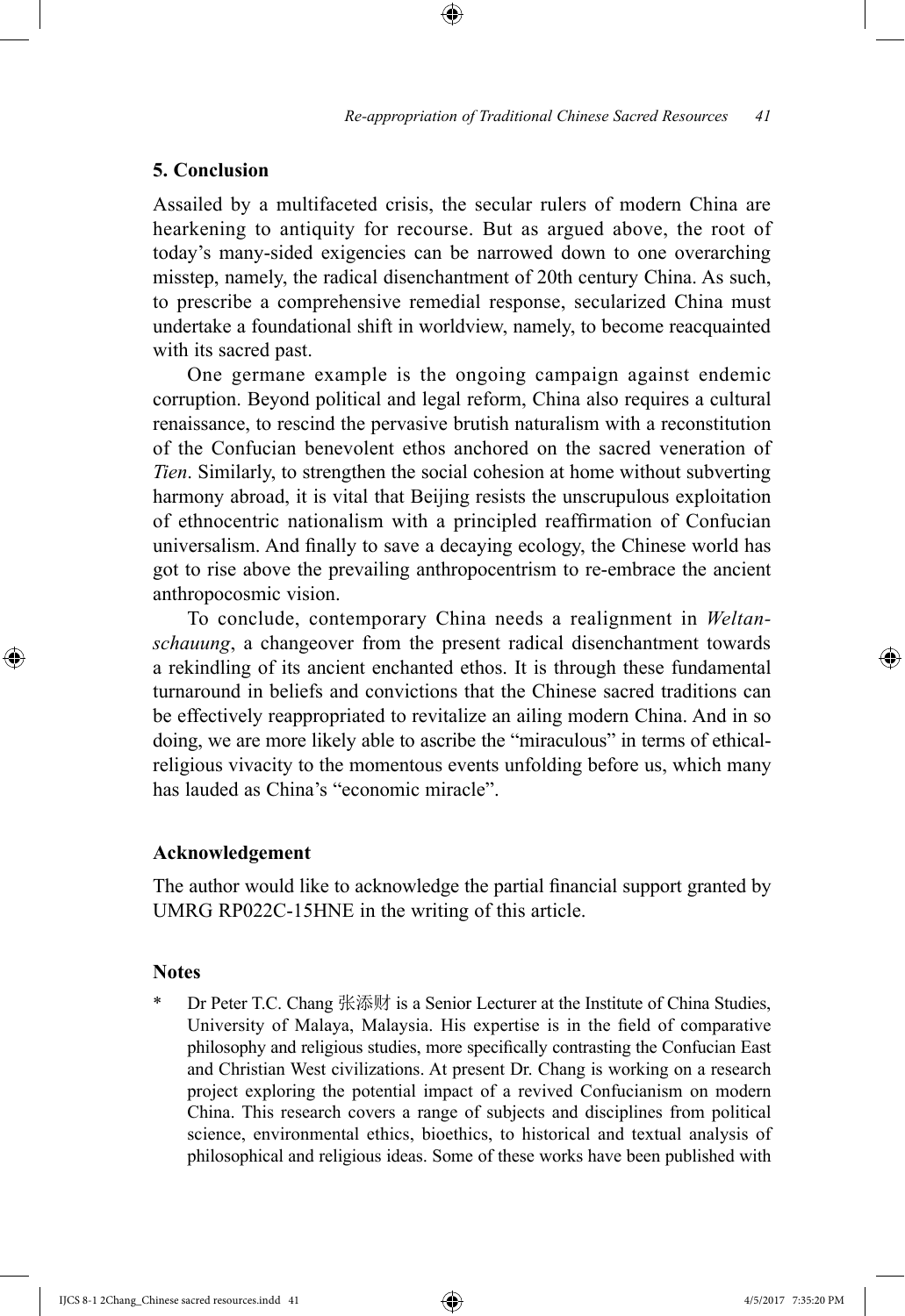## 5. Conclusion

Assailed by a multifaceted crisis, the secular rulers of modern China are hearkening to antiquity for recourse. But as argued above, the root of today's many-sided exigencies can be narrowed down to one overarching misstep, namely, the radical disenchantment of 20th century China. As such, to prescribe a comprehensive remedial response, secularized China must undertake a foundational shift in worldview, namely, to become reacquainted with its sacred past.

One germane example is the ongoing campaign against endemic corruption. Beyond political and legal reform, China also requires a cultural renaissance, to rescind the pervasive brutish naturalism with a reconstitution of the Confucian benevolent ethos anchored on the sacred veneration of *Tien*. Similarly, to strengthen the social cohesion at home without subverting harmony abroad, it is vital that Beijing resists the unscrupulous exploitation of ethnocentric nationalism with a principled reaffirmation of Confucian universalism. And finally to save a decaying ecology, the Chinese world has got to rise above the prevailing anthropocentrism to re-embrace the ancient anthropocosmic vision.

To conclude, contemporary China needs a realignment in *Weltanschauung*, a changeover from the present radical disenchantment towards a rekindling of its ancient enchanted ethos. It is through these fundamental turnaround in beliefs and convictions that the Chinese sacred traditions can be effectively reappropriated to revitalize an ailing modern China. And in so doing, we are more likely able to ascribe the "miraculous" in terms of ethical-religious vivacity to the momentous events unfolding before us, which many has lauded as China's "economic miracle".

### Acknowledgement

The author would like to acknowledge the partial financial support granted by UMRG RP022C-15HNE in the writing of this article.

### Notes

\* Dr Peter T.C. Chang 张添财 is a Senior Lecturer at the Institute of China Studies, University of Malaya, Malaysia. His expertise is in the field of comparative philosophy and religious studies, more specifically contrasting the Confucian East and Christian West civilizations. At present Dr. Chang is working on a research project exploring the potential impact of a revived Confucianism on modern China. This research covers a range of subjects and disciplines from political science, environmental ethics, bioethics, to historical and textual analysis of philosophical and religious ideas. Some of these works have been published with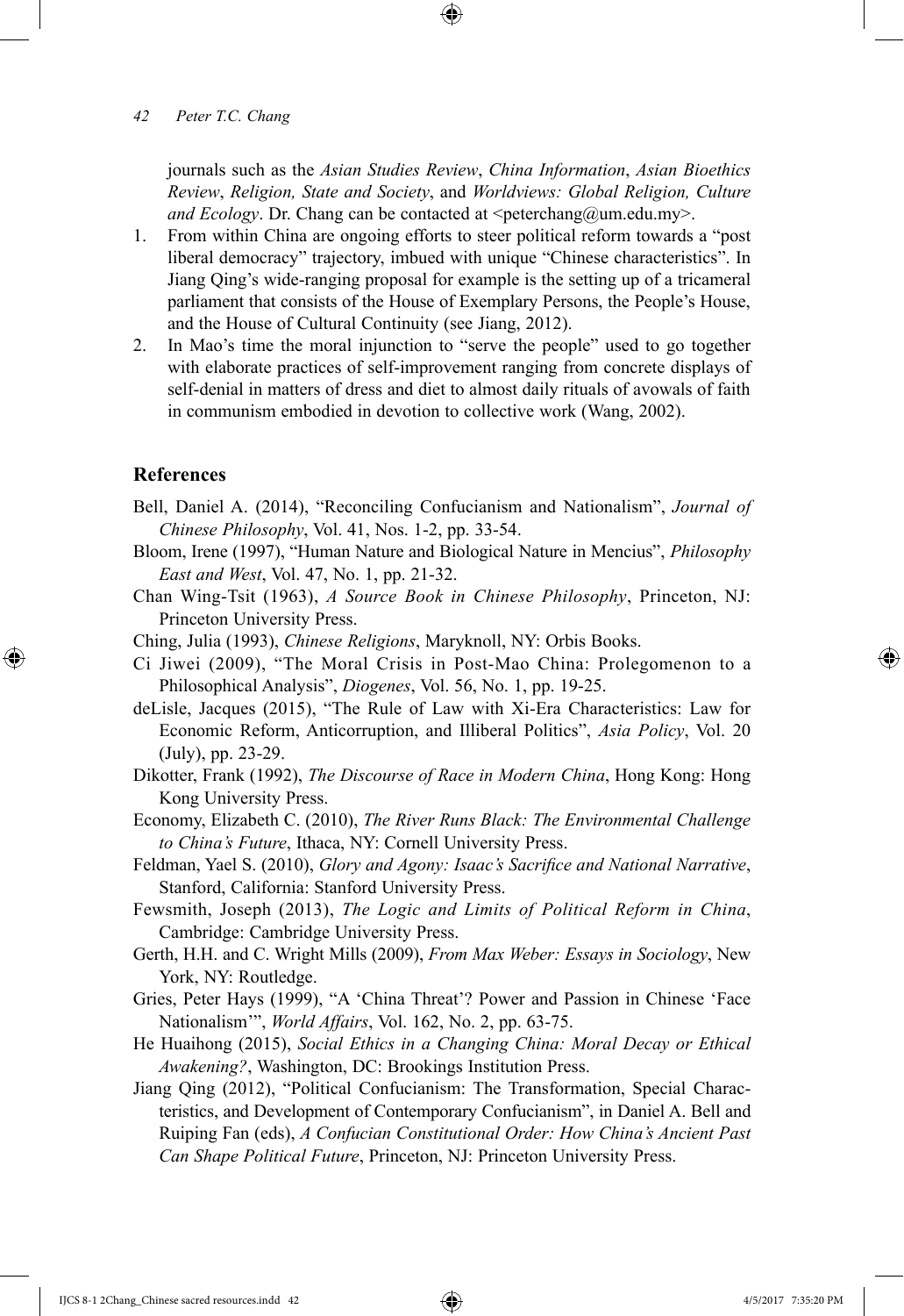journals such as the *Asian Studies Review*, *China Information*, *Asian Bioethics Review*, *Religion, State and Society*, and *Worldviews: Global Religion, Culture and Ecology*. Dr. Chang can be contacted at <peterchang@um.edu.my>.

1. From within China are ongoing efforts to steer political reform towards a "post liberal democracy" trajectory, imbued with unique "Chinese characteristics". In Jiang Qing's wide-ranging proposal for example is the setting up of a tricameral parliament that consists of the House of Exemplary Persons, the People's House, and the House of Cultural Continuity (see Jiang, 2012).
2. In Mao's time the moral injunction to "serve the people" used to go together with elaborate practices of self-improvement ranging from concrete displays of self-denial in matters of dress and diet to almost daily rituals of avowals of faith in communism embodied in devotion to collective work (Wang, 2002).

## References

Bell, Daniel A. (2014), "Reconciling Confucianism and Nationalism", *Journal of Chinese Philosophy*, Vol. 41, Nos. 1-2, pp. 33-54.

Bloom, Irene (1997), "Human Nature and Biological Nature in Mencius", *Philosophy East and West*, Vol. 47, No. 1, pp. 21-32.

Chan Wing-Tsit (1963), *A Source Book in Chinese Philosophy*, Princeton, NJ: Princeton University Press.

Ching, Julia (1993), *Chinese Religions*, Maryknoll, NY: Orbis Books.

Ci Jiwei (2009), "The Moral Crisis in Post-Mao China: Prolegomenon to a Philosophical Analysis", *Diogenes*, Vol. 56, No. 1, pp. 19-25.

deLisle, Jacques (2015), "The Rule of Law with Xi-Era Characteristics: Law for Economic Reform, Anticorruption, and Illiberal Politics", *Asia Policy*, Vol. 20 (July), pp. 23-29.

Dikotter, Frank (1992), *The Discourse of Race in Modern China*, Hong Kong: Hong Kong University Press.

Economy, Elizabeth C. (2010), *The River Runs Black: The Environmental Challenge to China's Future*, Ithaca, NY: Cornell University Press.

Feldman, Yael S. (2010), *Glory and Agony: Isaac's Sacrifice and National Narrative*, Stanford, California: Stanford University Press.

Fewsmith, Joseph (2013), *The Logic and Limits of Political Reform in China*, Cambridge: Cambridge University Press.

Gerth, H.H. and C. Wright Mills (2009), *From Max Weber: Essays in Sociology*, New York, NY: Routledge.

Gries, Peter Hays (1999), "A 'China Threat'? Power and Passion in Chinese 'Face Nationalism'", *World Affairs*, Vol. 162, No. 2, pp. 63-75.

He Huaihong (2015), *Social Ethics in a Changing China: Moral Decay or Ethical Awakening?*, Washington, DC: Brookings Institution Press.

Jiang Qing (2012), "Political Confucianism: The Transformation, Special Characteristics, and Development of Contemporary Confucianism", in Daniel A. Bell and Ruiping Fan (eds), *A Confucian Constitutional Order: How China's Ancient Past Can Shape Political Future*, Princeton, NJ: Princeton University Press.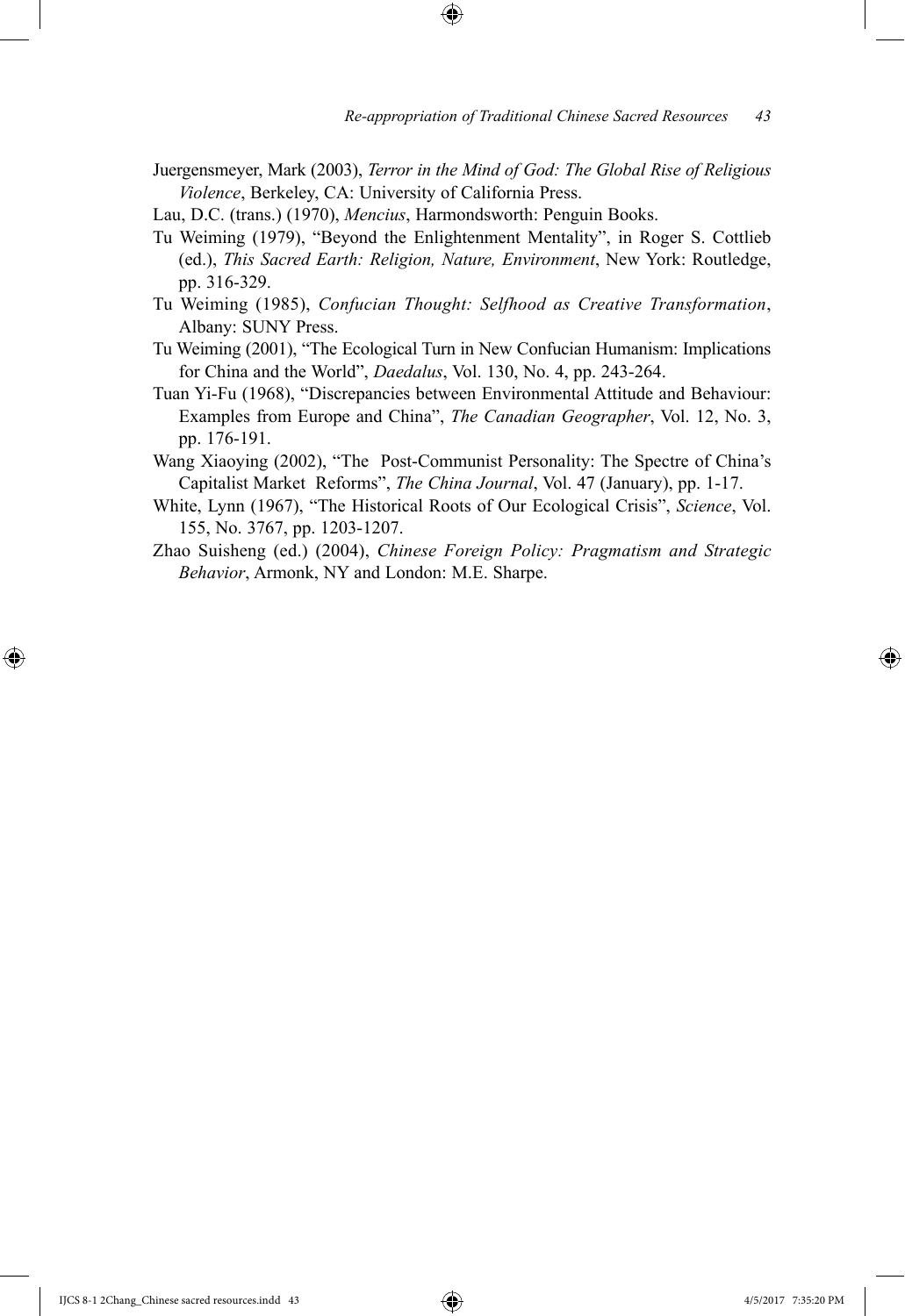Juergensmeyer, Mark (2003), *Terror in the Mind of God: The Global Rise of Religious Violence*, Berkeley, CA: University of California Press.

Lau, D.C. (trans.) (1970), *Mencius*, Harmondsworth: Penguin Books.

Tu Weiming (1979), "Beyond the Enlightenment Mentality", in Roger S. Cottlieb (ed.), *This Sacred Earth: Religion, Nature, Environment*, New York: Routledge, pp. 316-329.

Tu Weiming (1985), *Confucian Thought: Selfhood as Creative Transformation*, Albany: SUNY Press.

Tu Weiming (2001), "The Ecological Turn in New Confucian Humanism: Implications for China and the World", *Daedalus*, Vol. 130, No. 4, pp. 243-264.

Tuan Yi-Fu (1968), "Discrepancies between Environmental Attitude and Behaviour: Examples from Europe and China", *The Canadian Geographer*, Vol. 12, No. 3, pp. 176-191.

Wang Xiaoying (2002), "The Post-Communist Personality: The Spectre of China's Capitalist Market Reforms", *The China Journal*, Vol. 47 (January), pp. 1-17.

White, Lynn (1967), "The Historical Roots of Our Ecological Crisis", *Science*, Vol. 155, No. 3767, pp. 1203-1207.

Zhao Suisheng (ed.) (2004), *Chinese Foreign Policy: Pragmatism and Strategic Behavior*, Armonk, NY and London: M.E. Sharpe.